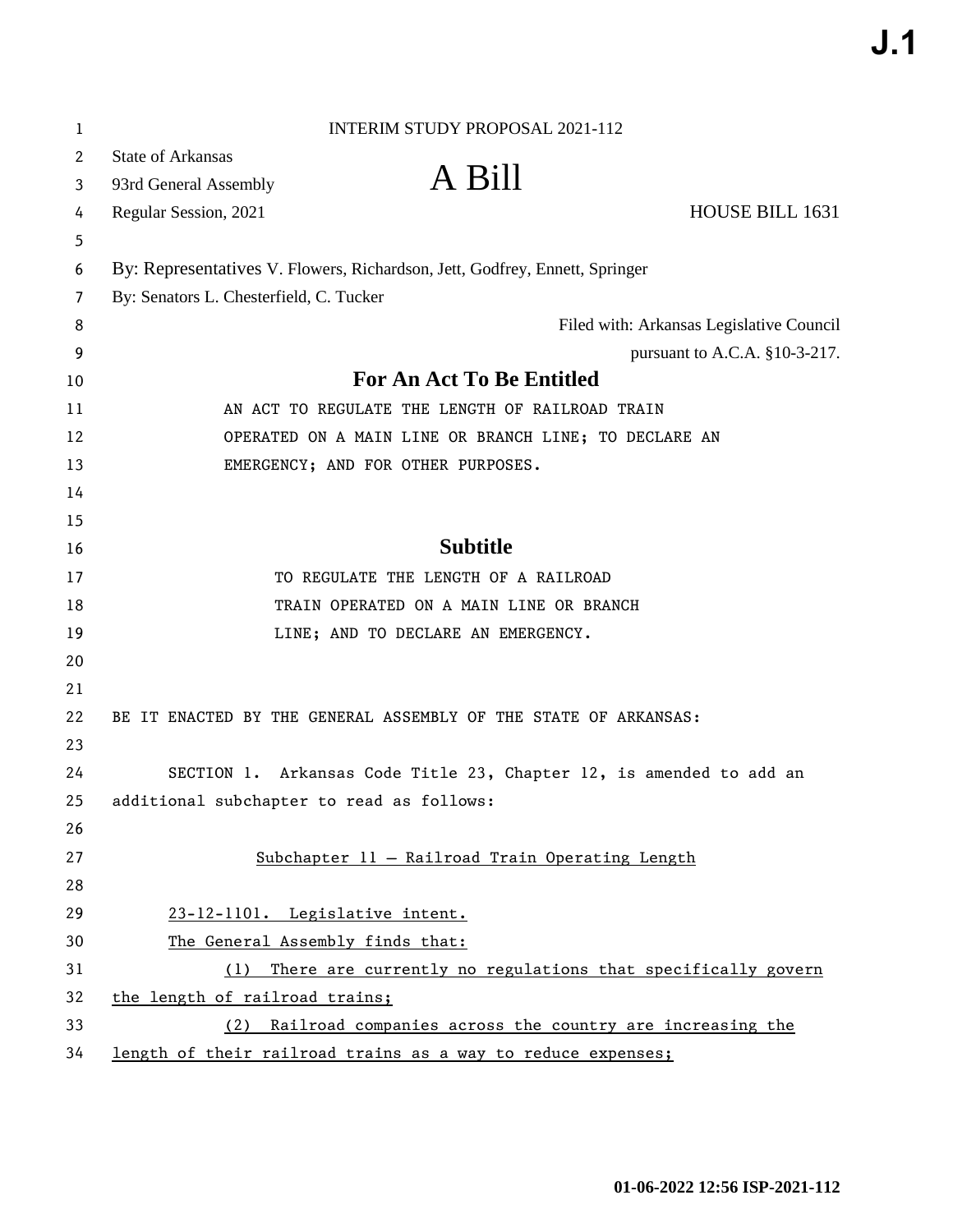INTERIM STUDY PROPOSAL 2021-112

State of Arkansas
93rd General Assembly
Regular Session, 2021

# A Bill

HOUSE BILL 1631

By: Representatives V. Flowers, Richardson, Jett, Godfrey, Ennett, Springer
By: Senators L. Chesterfield, C. Tucker

Filed with: Arkansas Legislative Council
pursuant to A.C.A. §10-3-217.

## For An Act To Be Entitled

AN ACT TO REGULATE THE LENGTH OF RAILROAD TRAIN OPERATED ON A MAIN LINE OR BRANCH LINE; TO DECLARE AN EMERGENCY; AND FOR OTHER PURPOSES.

## Subtitle

TO REGULATE THE LENGTH OF A RAILROAD TRAIN OPERATED ON A MAIN LINE OR BRANCH LINE; AND TO DECLARE AN EMERGENCY.

BE IT ENACTED BY THE GENERAL ASSEMBLY OF THE STATE OF ARKANSAS:

SECTION 1. Arkansas Code Title 23, Chapter 12, is amended to add an additional subchapter to read as follows:

Subchapter 11 — Railroad Train Operating Length

23-12-1101. Legislative intent.

The General Assembly finds that:

(1) There are currently no regulations that specifically govern the length of railroad trains;

(2) Railroad companies across the country are increasing the length of their railroad trains as a way to reduce expenses;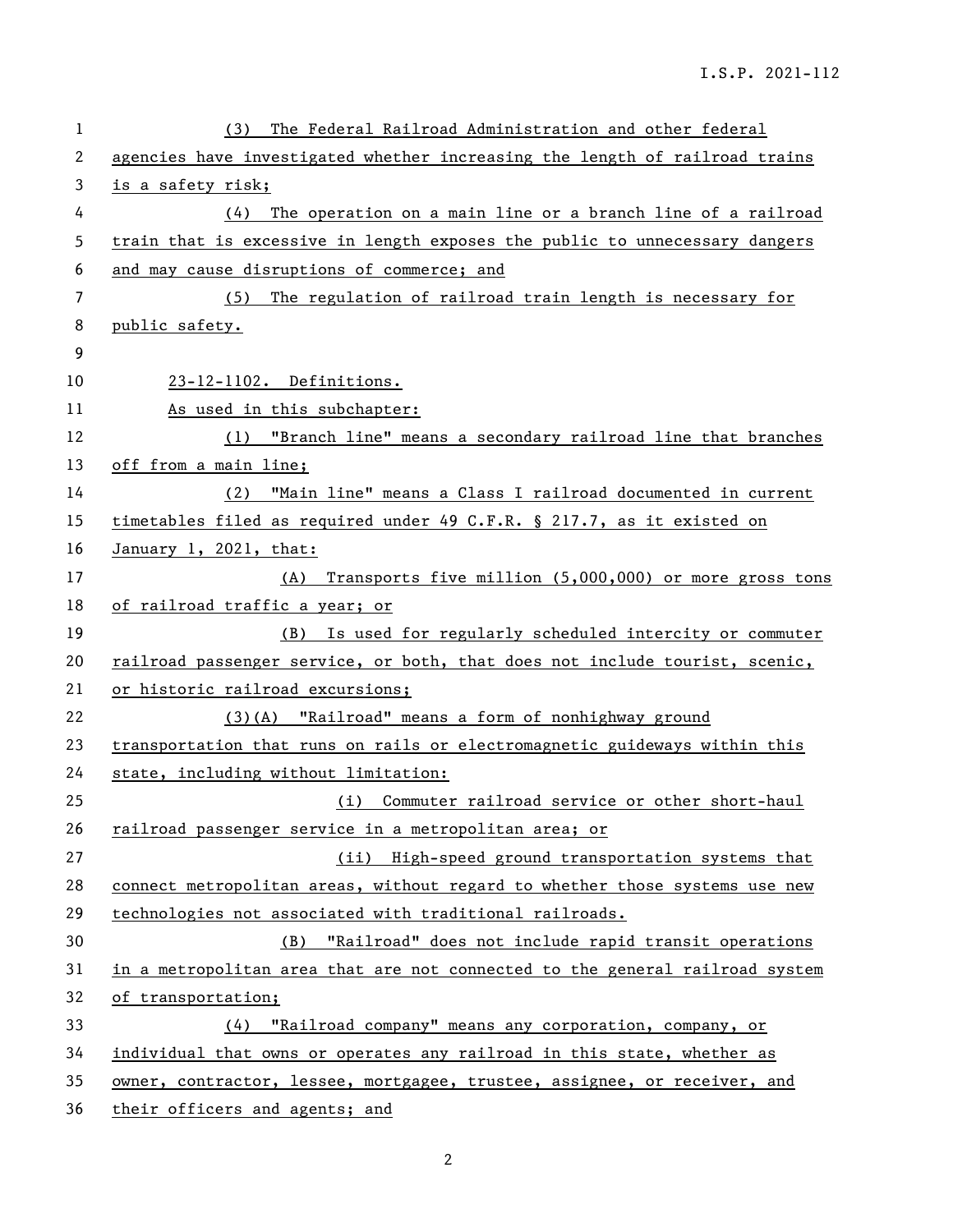(3) The Federal Railroad Administration and other federal agencies have investigated whether increasing the length of railroad trains is a safety risk;

(4) The operation on a main line or a branch line of a railroad train that is excessive in length exposes the public to unnecessary dangers and may cause disruptions of commerce; and

(5) The regulation of railroad train length is necessary for public safety.

23-12-1102. Definitions.

As used in this subchapter:

(1) "Branch line" means a secondary railroad line that branches off from a main line;

(2) "Main line" means a Class I railroad documented in current timetables filed as required under 49 C.F.R. § 217.7, as it existed on January 1, 2021, that:

(A) Transports five million (5,000,000) or more gross tons of railroad traffic a year; or

(B) Is used for regularly scheduled intercity or commuter railroad passenger service, or both, that does not include tourist, scenic, or historic railroad excursions;

(3)(A) "Railroad" means a form of nonhighway ground transportation that runs on rails or electromagnetic guideways within this state, including without limitation:

(i) Commuter railroad service or other short-haul railroad passenger service in a metropolitan area; or

(ii) High-speed ground transportation systems that connect metropolitan areas, without regard to whether those systems use new technologies not associated with traditional railroads.

(B) "Railroad" does not include rapid transit operations in a metropolitan area that are not connected to the general railroad system of transportation;

(4) "Railroad company" means any corporation, company, or individual that owns or operates any railroad in this state, whether as owner, contractor, lessee, mortgagee, trustee, assignee, or receiver, and their officers and agents; and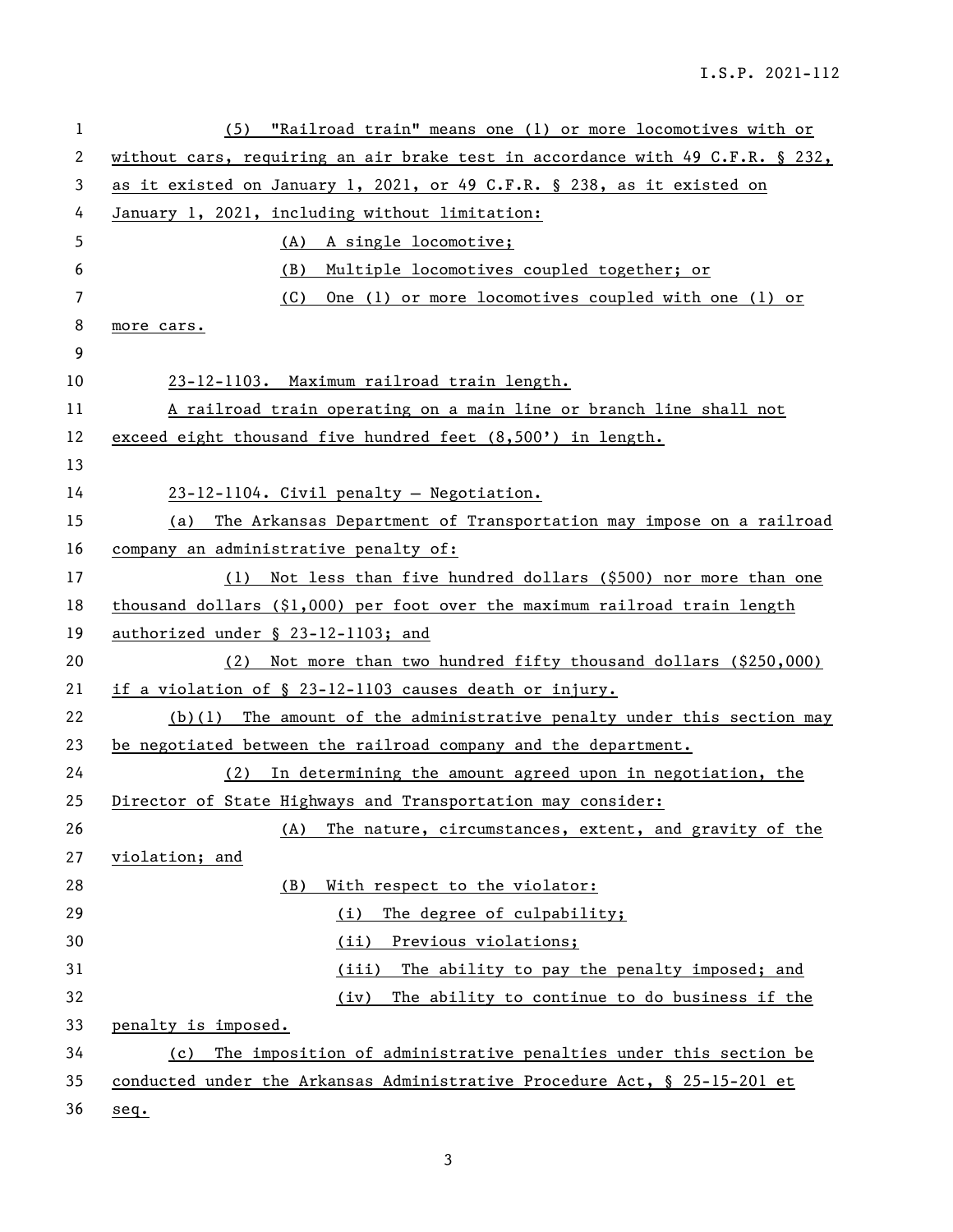(5) "Railroad train" means one (1) or more locomotives with or without cars, requiring an air brake test in accordance with 49 C.F.R. § 232, as it existed on January 1, 2021, or 49 C.F.R. § 238, as it existed on January 1, 2021, including without limitation:

(A) A single locomotive;

(B) Multiple locomotives coupled together; or

(C) One (1) or more locomotives coupled with one (1) or more cars.

23-12-1103. Maximum railroad train length.

A railroad train operating on a main line or branch line shall not exceed eight thousand five hundred feet (8,500') in length.

23-12-1104. Civil penalty – Negotiation.

(a) The Arkansas Department of Transportation may impose on a railroad company an administrative penalty of:

(1) Not less than five hundred dollars ($500) nor more than one thousand dollars ($1,000) per foot over the maximum railroad train length authorized under § 23-12-1103; and

(2) Not more than two hundred fifty thousand dollars ($250,000) if a violation of § 23-12-1103 causes death or injury.

(b)(1) The amount of the administrative penalty under this section may be negotiated between the railroad company and the department.

(2) In determining the amount agreed upon in negotiation, the Director of State Highways and Transportation may consider:

(A) The nature, circumstances, extent, and gravity of the violation; and

(B) With respect to the violator:

(i) The degree of culpability;

(ii) Previous violations;

(iii) The ability to pay the penalty imposed; and

(iv) The ability to continue to do business if the penalty is imposed.

(c) The imposition of administrative penalties under this section be conducted under the Arkansas Administrative Procedure Act, § 25-15-201 et seq.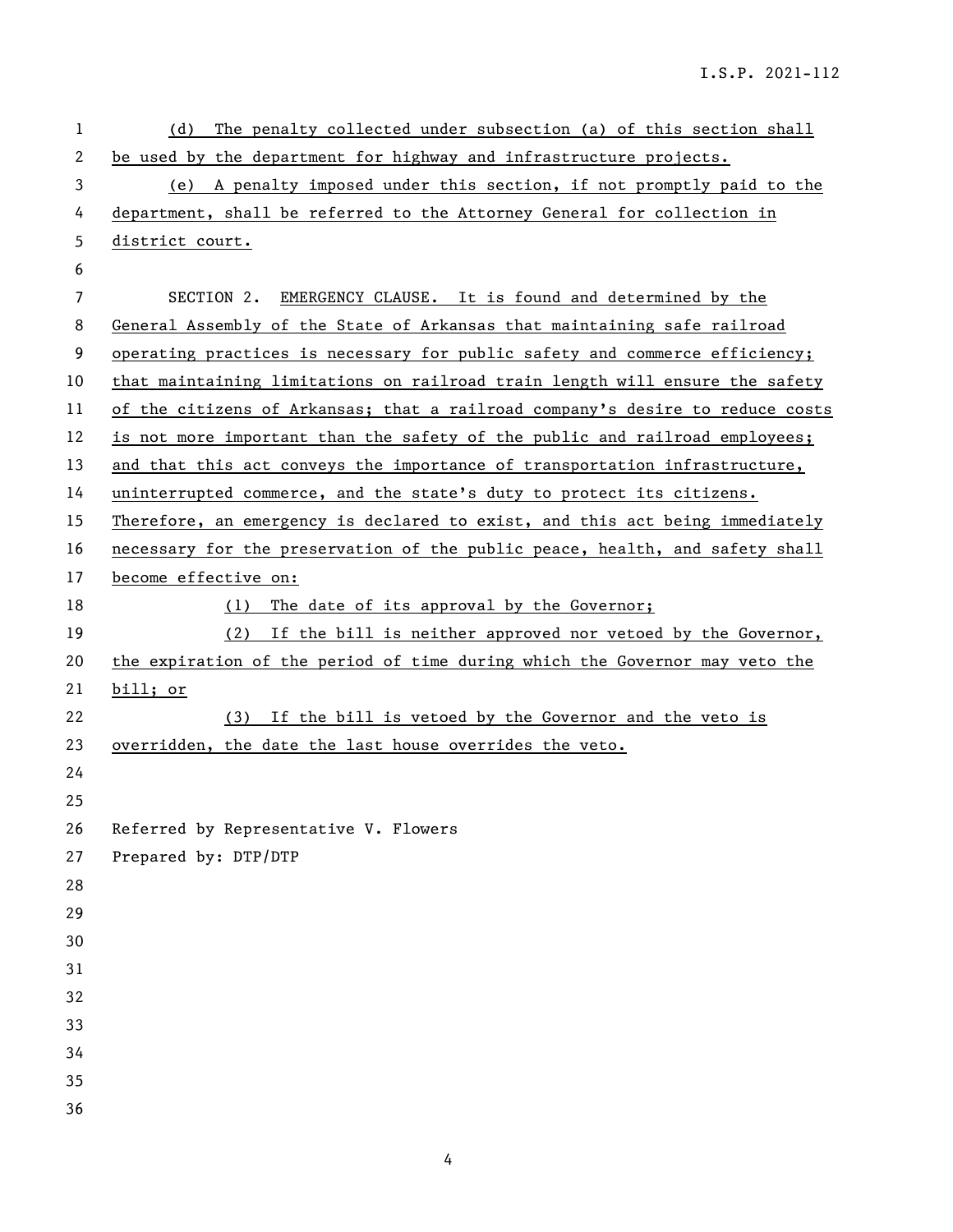(d) The penalty collected under subsection (a) of this section shall be used by the department for highway and infrastructure projects.

(e) A penalty imposed under this section, if not promptly paid to the department, shall be referred to the Attorney General for collection in district court.

SECTION 2. EMERGENCY CLAUSE. It is found and determined by the General Assembly of the State of Arkansas that maintaining safe railroad operating practices is necessary for public safety and commerce efficiency; that maintaining limitations on railroad train length will ensure the safety of the citizens of Arkansas; that a railroad company's desire to reduce costs is not more important than the safety of the public and railroad employees; and that this act conveys the importance of transportation infrastructure, uninterrupted commerce, and the state's duty to protect its citizens. Therefore, an emergency is declared to exist, and this act being immediately necessary for the preservation of the public peace, health, and safety shall become effective on:

(1) The date of its approval by the Governor;

(2) If the bill is neither approved nor vetoed by the Governor, the expiration of the period of time during which the Governor may veto the bill; or

(3) If the bill is vetoed by the Governor and the veto is overridden, the date the last house overrides the veto.

Referred by Representative V. Flowers

Prepared by: DTP/DTP